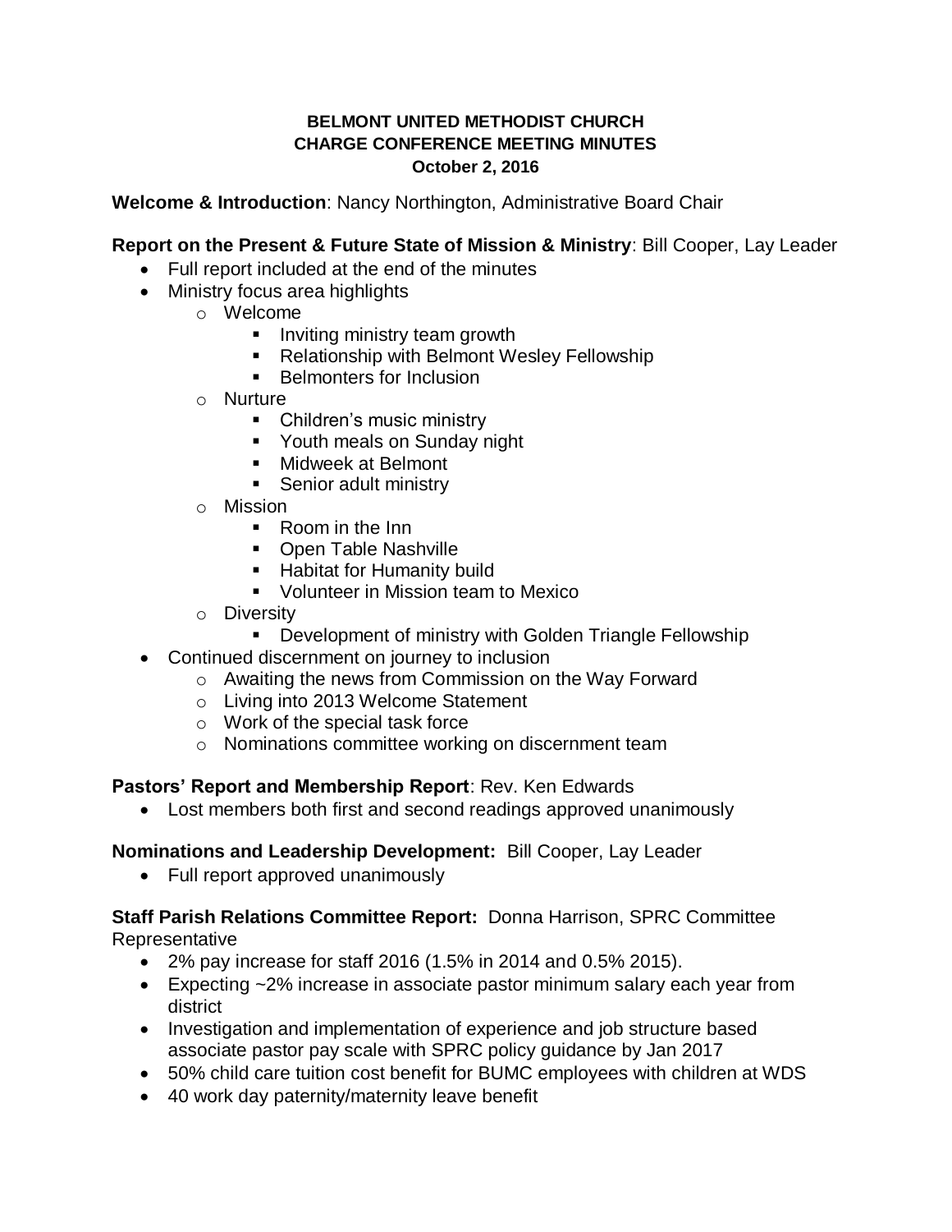**BELMONT UNITED METHODIST CHURCH**
**CHARGE CONFERENCE MEETING MINUTES**
**October 2, 2016**

**Welcome & Introduction**: Nancy Northington, Administrative Board Chair

**Report on the Present & Future State of Mission & Ministry**: Bill Cooper, Lay Leader

- Full report included at the end of the minutes
- Ministry focus area highlights
  - Welcome
    - Inviting ministry team growth
    - Relationship with Belmont Wesley Fellowship
    - Belmonters for Inclusion
  - Nurture
    - Children's music ministry
    - Youth meals on Sunday night
    - Midweek at Belmont
    - Senior adult ministry
  - Mission
    - Room in the Inn
    - Open Table Nashville
    - Habitat for Humanity build
    - Volunteer in Mission team to Mexico
  - Diversity
    - Development of ministry with Golden Triangle Fellowship
- Continued discernment on journey to inclusion
  - Awaiting the news from Commission on the Way Forward
  - Living into 2013 Welcome Statement
  - Work of the special task force
  - Nominations committee working on discernment team

**Pastors' Report and Membership Report**: Rev. Ken Edwards

- Lost members both first and second readings approved unanimously

**Nominations and Leadership Development:** Bill Cooper, Lay Leader

- Full report approved unanimously

**Staff Parish Relations Committee Report:** Donna Harrison, SPRC Committee Representative

- 2% pay increase for staff 2016 (1.5% in 2014 and 0.5% 2015).
- Expecting ~2% increase in associate pastor minimum salary each year from district
- Investigation and implementation of experience and job structure based associate pastor pay scale with SPRC policy guidance by Jan 2017
- 50% child care tuition cost benefit for BUMC employees with children at WDS
- 40 work day paternity/maternity leave benefit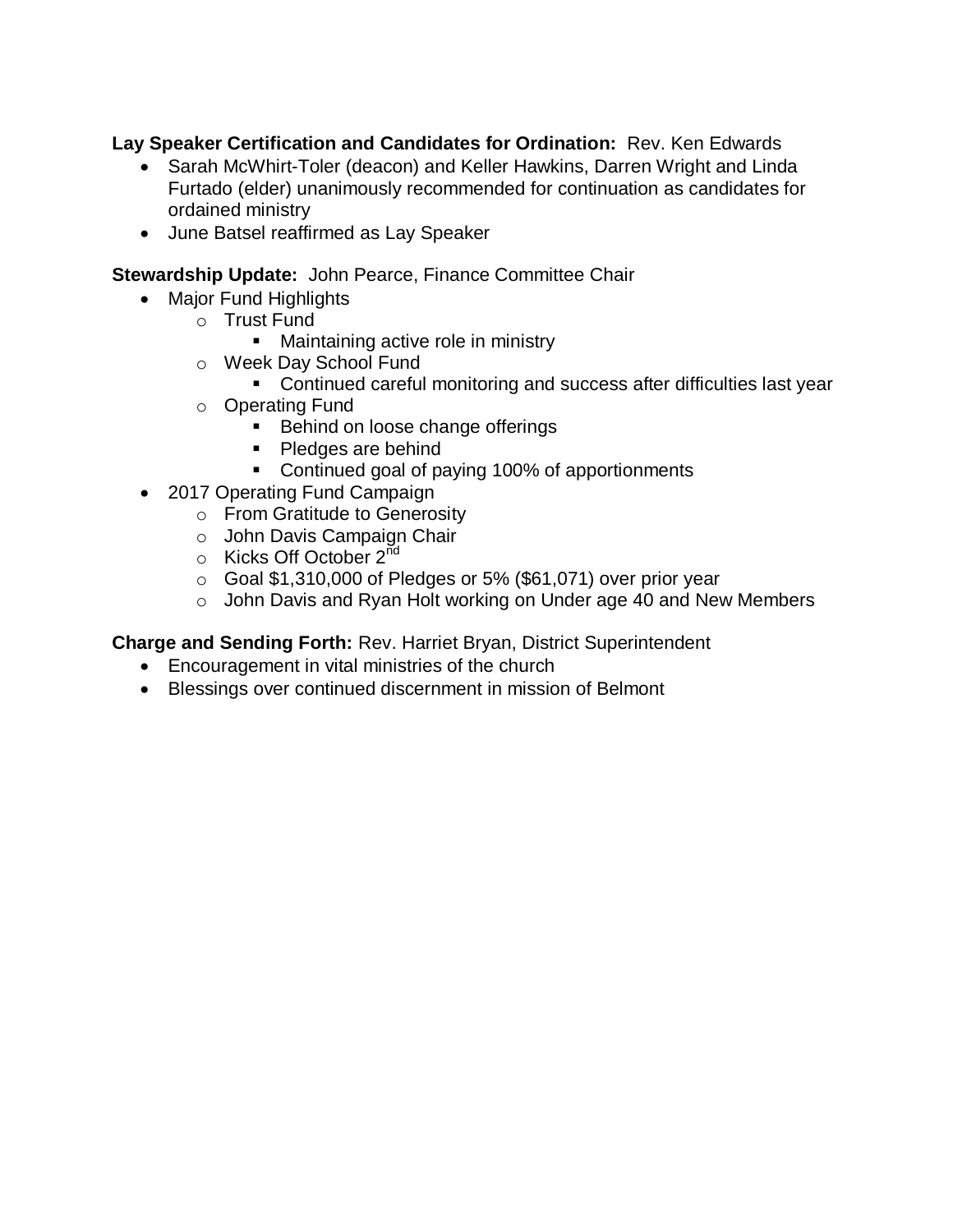**Lay Speaker Certification and Candidates for Ordination:** Rev. Ken Edwards

- Sarah McWhirt-Toler (deacon) and Keller Hawkins, Darren Wright and Linda Furtado (elder) unanimously recommended for continuation as candidates for ordained ministry
- June Batsel reaffirmed as Lay Speaker

**Stewardship Update:** John Pearce, Finance Committee Chair

- Major Fund Highlights
  - Trust Fund
    - Maintaining active role in ministry
  - Week Day School Fund
    - Continued careful monitoring and success after difficulties last year
  - Operating Fund
    - Behind on loose change offerings
    - Pledges are behind
    - Continued goal of paying 100% of apportionments
- 2017 Operating Fund Campaign
  - From Gratitude to Generosity
  - John Davis Campaign Chair
  - Kicks Off October 2nd
  - Goal $1,310,000 of Pledges or 5% ($61,071) over prior year
  - John Davis and Ryan Holt working on Under age 40 and New Members

**Charge and Sending Forth:** Rev. Harriet Bryan, District Superintendent

- Encouragement in vital ministries of the church
- Blessings over continued discernment in mission of Belmont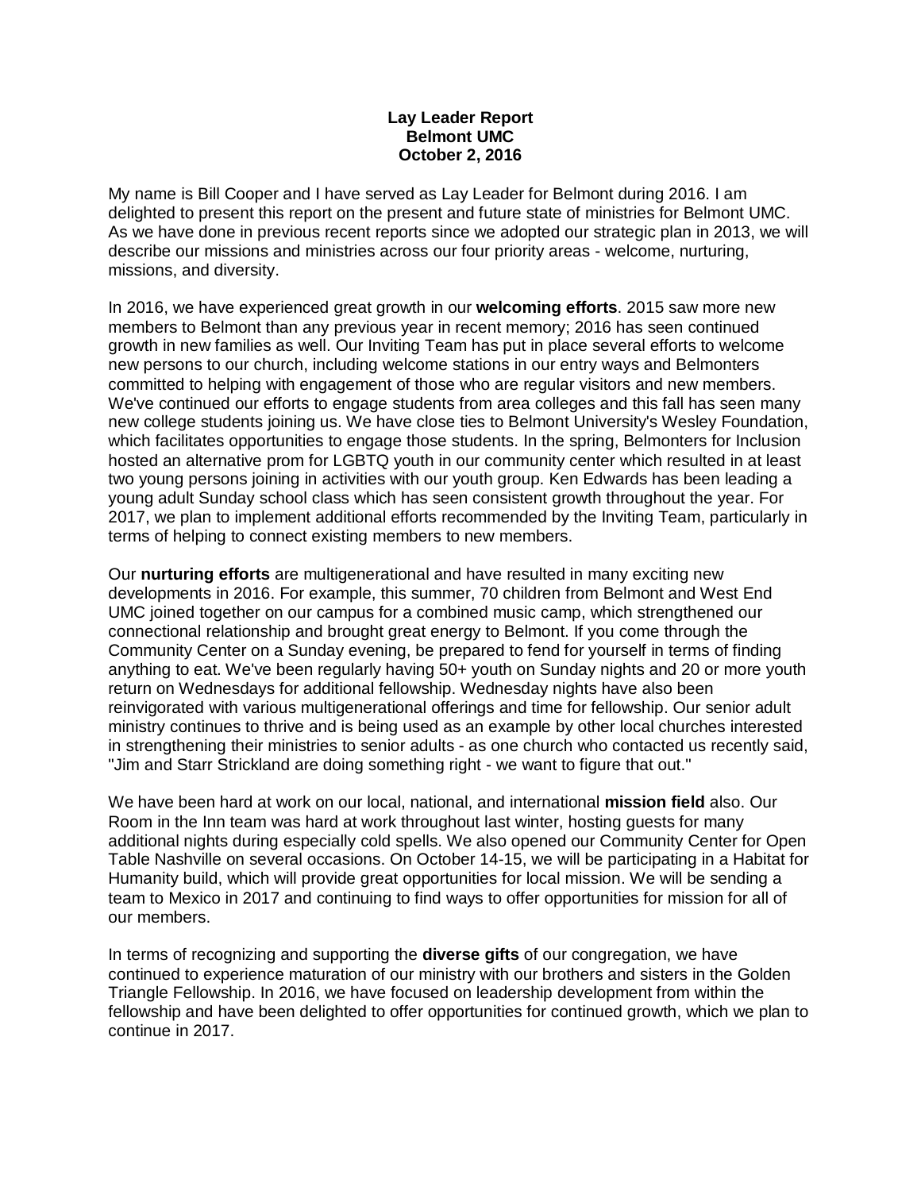**Lay Leader Report**
**Belmont UMC**
**October 2, 2016**

My name is Bill Cooper and I have served as Lay Leader for Belmont during 2016. I am delighted to present this report on the present and future state of ministries for Belmont UMC. As we have done in previous recent reports since we adopted our strategic plan in 2013, we will describe our missions and ministries across our four priority areas - welcome, nurturing, missions, and diversity.

In 2016, we have experienced great growth in our **welcoming efforts**. 2015 saw more new members to Belmont than any previous year in recent memory; 2016 has seen continued growth in new families as well. Our Inviting Team has put in place several efforts to welcome new persons to our church, including welcome stations in our entry ways and Belmonters committed to helping with engagement of those who are regular visitors and new members. We've continued our efforts to engage students from area colleges and this fall has seen many new college students joining us. We have close ties to Belmont University's Wesley Foundation, which facilitates opportunities to engage those students. In the spring, Belmonters for Inclusion hosted an alternative prom for LGBTQ youth in our community center which resulted in at least two young persons joining in activities with our youth group. Ken Edwards has been leading a young adult Sunday school class which has seen consistent growth throughout the year. For 2017, we plan to implement additional efforts recommended by the Inviting Team, particularly in terms of helping to connect existing members to new members.

Our **nurturing efforts** are multigenerational and have resulted in many exciting new developments in 2016. For example, this summer, 70 children from Belmont and West End UMC joined together on our campus for a combined music camp, which strengthened our connectional relationship and brought great energy to Belmont. If you come through the Community Center on a Sunday evening, be prepared to fend for yourself in terms of finding anything to eat. We've been regularly having 50+ youth on Sunday nights and 20 or more youth return on Wednesdays for additional fellowship. Wednesday nights have also been reinvigorated with various multigenerational offerings and time for fellowship. Our senior adult ministry continues to thrive and is being used as an example by other local churches interested in strengthening their ministries to senior adults - as one church who contacted us recently said, "Jim and Starr Strickland are doing something right - we want to figure that out."

We have been hard at work on our local, national, and international **mission field** also. Our Room in the Inn team was hard at work throughout last winter, hosting guests for many additional nights during especially cold spells. We also opened our Community Center for Open Table Nashville on several occasions. On October 14-15, we will be participating in a Habitat for Humanity build, which will provide great opportunities for local mission. We will be sending a team to Mexico in 2017 and continuing to find ways to offer opportunities for mission for all of our members.

In terms of recognizing and supporting the **diverse gifts** of our congregation, we have continued to experience maturation of our ministry with our brothers and sisters in the Golden Triangle Fellowship. In 2016, we have focused on leadership development from within the fellowship and have been delighted to offer opportunities for continued growth, which we plan to continue in 2017.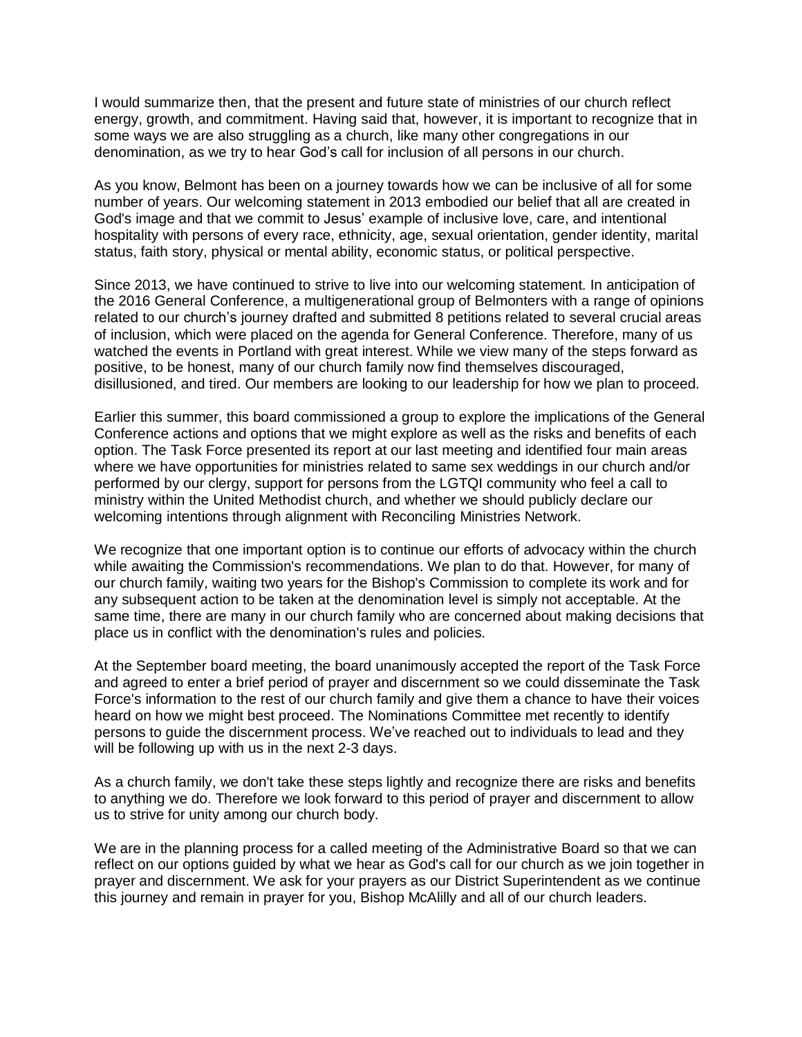I would summarize then, that the present and future state of ministries of our church reflect energy, growth, and commitment. Having said that, however, it is important to recognize that in some ways we are also struggling as a church, like many other congregations in our denomination, as we try to hear God's call for inclusion of all persons in our church.

As you know, Belmont has been on a journey towards how we can be inclusive of all for some number of years. Our welcoming statement in 2013 embodied our belief that all are created in God's image and that we commit to Jesus' example of inclusive love, care, and intentional hospitality with persons of every race, ethnicity, age, sexual orientation, gender identity, marital status, faith story, physical or mental ability, economic status, or political perspective.

Since 2013, we have continued to strive to live into our welcoming statement. In anticipation of the 2016 General Conference, a multigenerational group of Belmonters with a range of opinions related to our church's journey drafted and submitted 8 petitions related to several crucial areas of inclusion, which were placed on the agenda for General Conference. Therefore, many of us watched the events in Portland with great interest. While we view many of the steps forward as positive, to be honest, many of our church family now find themselves discouraged, disillusioned, and tired. Our members are looking to our leadership for how we plan to proceed.

Earlier this summer, this board commissioned a group to explore the implications of the General Conference actions and options that we might explore as well as the risks and benefits of each option. The Task Force presented its report at our last meeting and identified four main areas where we have opportunities for ministries related to same sex weddings in our church and/or performed by our clergy, support for persons from the LGTQI community who feel a call to ministry within the United Methodist church, and whether we should publicly declare our welcoming intentions through alignment with Reconciling Ministries Network.

We recognize that one important option is to continue our efforts of advocacy within the church while awaiting the Commission's recommendations. We plan to do that. However, for many of our church family, waiting two years for the Bishop's Commission to complete its work and for any subsequent action to be taken at the denomination level is simply not acceptable. At the same time, there are many in our church family who are concerned about making decisions that place us in conflict with the denomination's rules and policies.

At the September board meeting, the board unanimously accepted the report of the Task Force and agreed to enter a brief period of prayer and discernment so we could disseminate the Task Force's information to the rest of our church family and give them a chance to have their voices heard on how we might best proceed. The Nominations Committee met recently to identify persons to guide the discernment process. We've reached out to individuals to lead and they will be following up with us in the next 2-3 days.

As a church family, we don't take these steps lightly and recognize there are risks and benefits to anything we do. Therefore we look forward to this period of prayer and discernment to allow us to strive for unity among our church body.

We are in the planning process for a called meeting of the Administrative Board so that we can reflect on our options guided by what we hear as God's call for our church as we join together in prayer and discernment. We ask for your prayers as our District Superintendent as we continue this journey and remain in prayer for you, Bishop McAlilly and all of our church leaders.